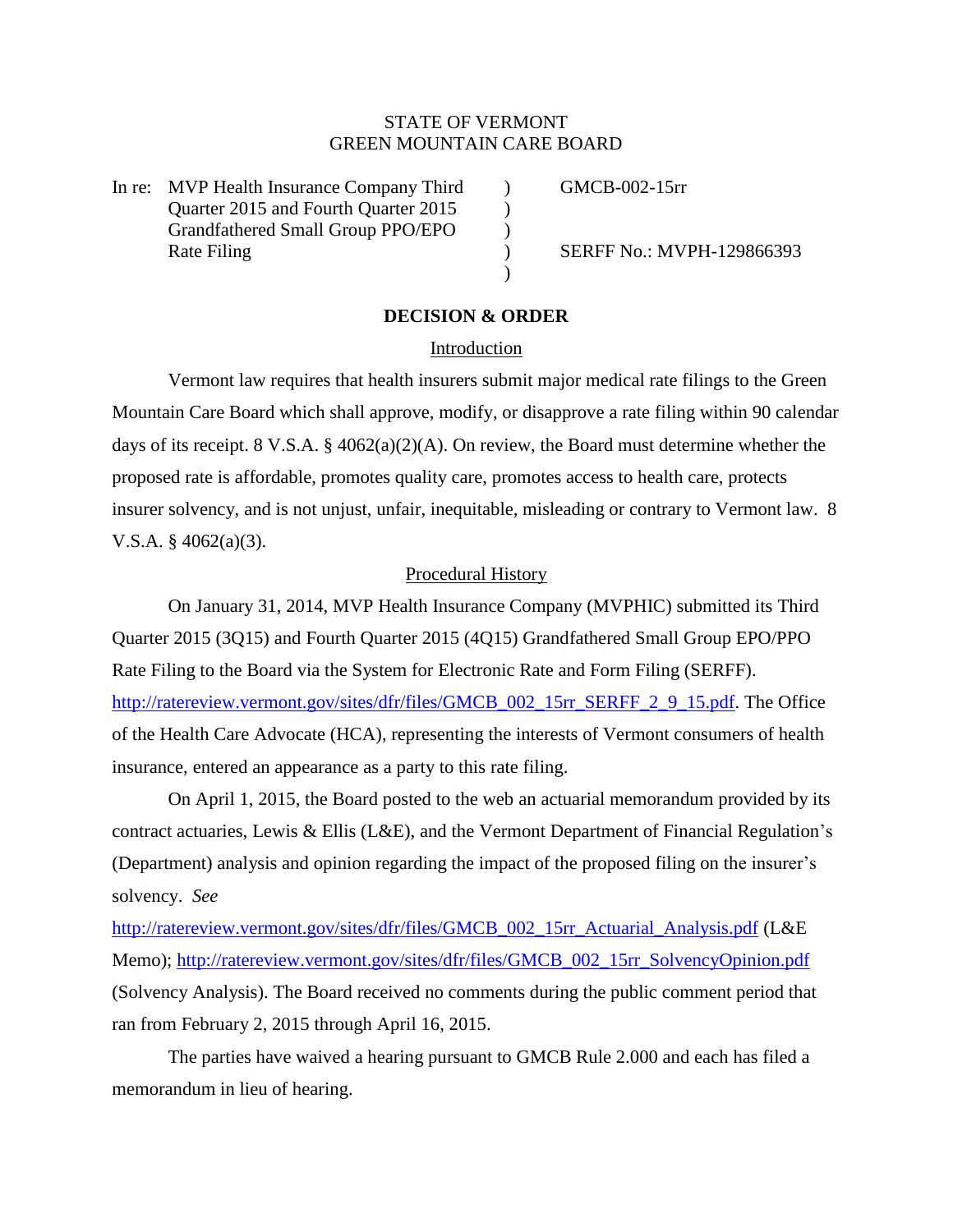STATE OF VERMONT
GREEN MOUNTAIN CARE BOARD

| In re: MVP Health Insurance Company Third Quarter 2015 and Fourth Quarter 2015 Grandfathered Small Group PPO/EPO Rate Filing | ) | GMCB-002-15rr<br><br>SERFF No.: MVPH-129866393 |
|---|---|---|

**DECISION & ORDER**

Introduction

Vermont law requires that health insurers submit major medical rate filings to the Green Mountain Care Board which shall approve, modify, or disapprove a rate filing within 90 calendar days of its receipt. 8 V.S.A. § 4062(a)(2)(A). On review, the Board must determine whether the proposed rate is affordable, promotes quality care, promotes access to health care, protects insurer solvency, and is not unjust, unfair, inequitable, misleading or contrary to Vermont law. 8 V.S.A. § 4062(a)(3).

Procedural History

On January 31, 2014, MVP Health Insurance Company (MVPHIC) submitted its Third Quarter 2015 (3Q15) and Fourth Quarter 2015 (4Q15) Grandfathered Small Group EPO/PPO Rate Filing to the Board via the System for Electronic Rate and Form Filing (SERFF). http://ratereview.vermont.gov/sites/dfr/files/GMCB_002_15rr_SERFF_2_9_15.pdf. The Office of the Health Care Advocate (HCA), representing the interests of Vermont consumers of health insurance, entered an appearance as a party to this rate filing.

On April 1, 2015, the Board posted to the web an actuarial memorandum provided by its contract actuaries, Lewis & Ellis (L&E), and the Vermont Department of Financial Regulation's (Department) analysis and opinion regarding the impact of the proposed filing on the insurer's solvency. *See* http://ratereview.vermont.gov/sites/dfr/files/GMCB_002_15rr_Actuarial_Analysis.pdf (L&E Memo); http://ratereview.vermont.gov/sites/dfr/files/GMCB_002_15rr_SolvencyOpinion.pdf (Solvency Analysis). The Board received no comments during the public comment period that ran from February 2, 2015 through April 16, 2015.

The parties have waived a hearing pursuant to GMCB Rule 2.000 and each has filed a memorandum in lieu of hearing.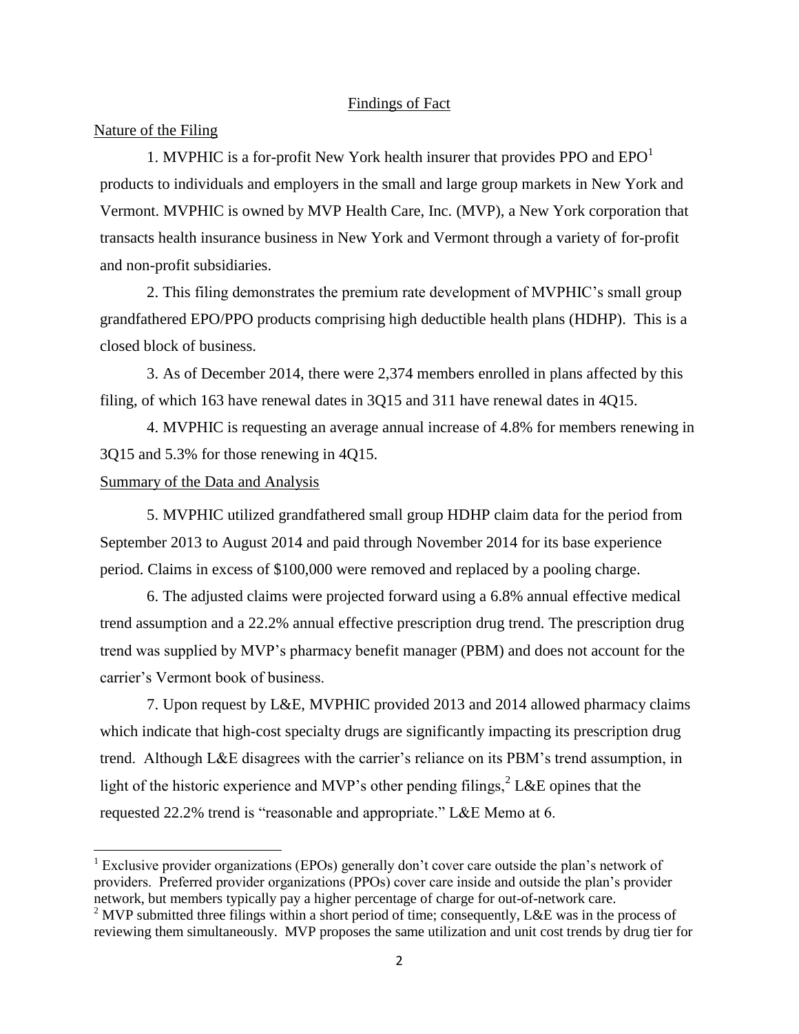## Findings of Fact

### Nature of the Filing

1. MVPHIC is a for-profit New York health insurer that provides PPO and EPO[1] products to individuals and employers in the small and large group markets in New York and Vermont. MVPHIC is owned by MVP Health Care, Inc. (MVP), a New York corporation that transacts health insurance business in New York and Vermont through a variety of for-profit and non-profit subsidiaries.

2. This filing demonstrates the premium rate development of MVPHIC's small group grandfathered EPO/PPO products comprising high deductible health plans (HDHP). This is a closed block of business.

3. As of December 2014, there were 2,374 members enrolled in plans affected by this filing, of which 163 have renewal dates in 3Q15 and 311 have renewal dates in 4Q15.

4. MVPHIC is requesting an average annual increase of 4.8% for members renewing in 3Q15 and 5.3% for those renewing in 4Q15.

### Summary of the Data and Analysis

5. MVPHIC utilized grandfathered small group HDHP claim data for the period from September 2013 to August 2014 and paid through November 2014 for its base experience period. Claims in excess of $100,000 were removed and replaced by a pooling charge.

6. The adjusted claims were projected forward using a 6.8% annual effective medical trend assumption and a 22.2% annual effective prescription drug trend. The prescription drug trend was supplied by MVP's pharmacy benefit manager (PBM) and does not account for the carrier's Vermont book of business.

7. Upon request by L&E, MVPHIC provided 2013 and 2014 allowed pharmacy claims which indicate that high-cost specialty drugs are significantly impacting its prescription drug trend. Although L&E disagrees with the carrier's reliance on its PBM's trend assumption, in light of the historic experience and MVP's other pending filings,[2] L&E opines that the requested 22.2% trend is "reasonable and appropriate." L&E Memo at 6.

---

[1] Exclusive provider organizations (EPOs) generally don't cover care outside the plan's network of providers. Preferred provider organizations (PPOs) cover care inside and outside the plan's provider network, but members typically pay a higher percentage of charge for out-of-network care.

[2] MVP submitted three filings within a short period of time; consequently, L&E was in the process of reviewing them simultaneously. MVP proposes the same utilization and unit cost trends by drug tier for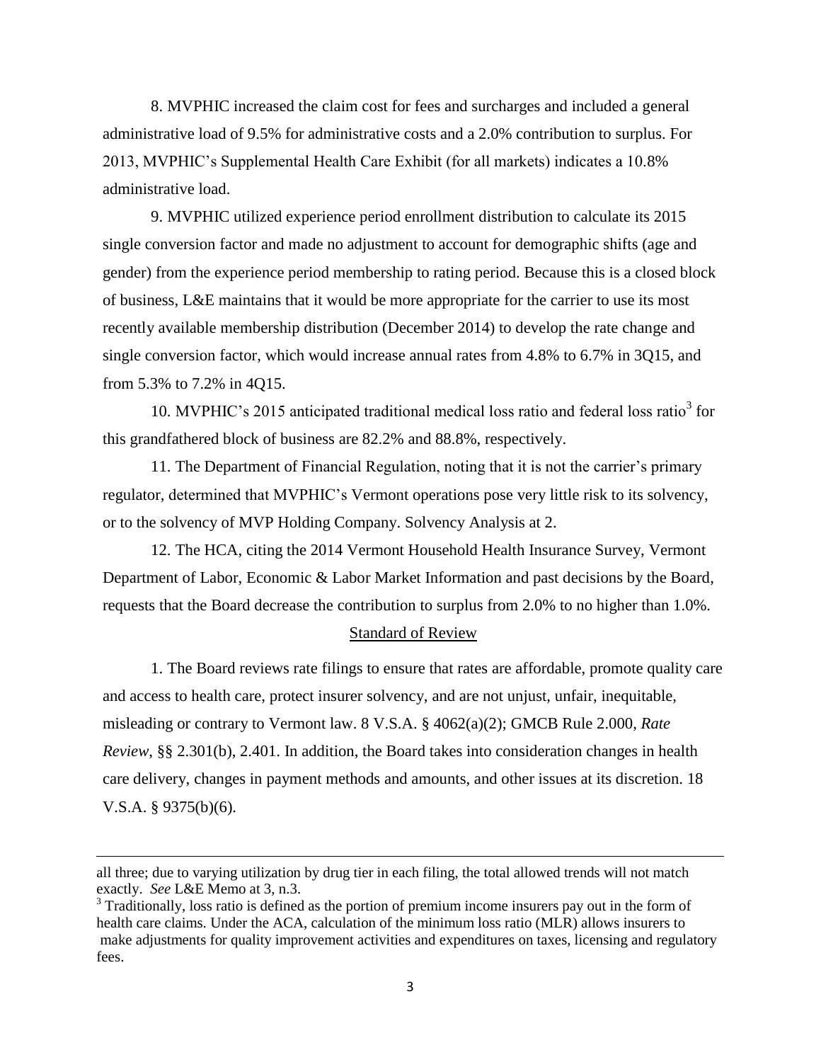8. MVPHIC increased the claim cost for fees and surcharges and included a general administrative load of 9.5% for administrative costs and a 2.0% contribution to surplus. For 2013, MVPHIC's Supplemental Health Care Exhibit (for all markets) indicates a 10.8% administrative load.

9. MVPHIC utilized experience period enrollment distribution to calculate its 2015 single conversion factor and made no adjustment to account for demographic shifts (age and gender) from the experience period membership to rating period. Because this is a closed block of business, L&E maintains that it would be more appropriate for the carrier to use its most recently available membership distribution (December 2014) to develop the rate change and single conversion factor, which would increase annual rates from 4.8% to 6.7% in 3Q15, and from 5.3% to 7.2% in 4Q15.

10. MVPHIC's 2015 anticipated traditional medical loss ratio and federal loss ratio[3] for this grandfathered block of business are 82.2% and 88.8%, respectively.

11. The Department of Financial Regulation, noting that it is not the carrier's primary regulator, determined that MVPHIC's Vermont operations pose very little risk to its solvency, or to the solvency of MVP Holding Company. Solvency Analysis at 2.

12. The HCA, citing the 2014 Vermont Household Health Insurance Survey, Vermont Department of Labor, Economic & Labor Market Information and past decisions by the Board, requests that the Board decrease the contribution to surplus from 2.0% to no higher than 1.0%.

## Standard of Review

1. The Board reviews rate filings to ensure that rates are affordable, promote quality care and access to health care, protect insurer solvency, and are not unjust, unfair, inequitable, misleading or contrary to Vermont law. 8 V.S.A. § 4062(a)(2); GMCB Rule 2.000, *Rate Review*, §§ 2.301(b), 2.401. In addition, the Board takes into consideration changes in health care delivery, changes in payment methods and amounts, and other issues at its discretion. 18 V.S.A. § 9375(b)(6).

---

all three; due to varying utilization by drug tier in each filing, the total allowed trends will not match exactly. *See* L&E Memo at 3, n.3.

[3] Traditionally, loss ratio is defined as the portion of premium income insurers pay out in the form of health care claims. Under the ACA, calculation of the minimum loss ratio (MLR) allows insurers to make adjustments for quality improvement activities and expenditures on taxes, licensing and regulatory fees.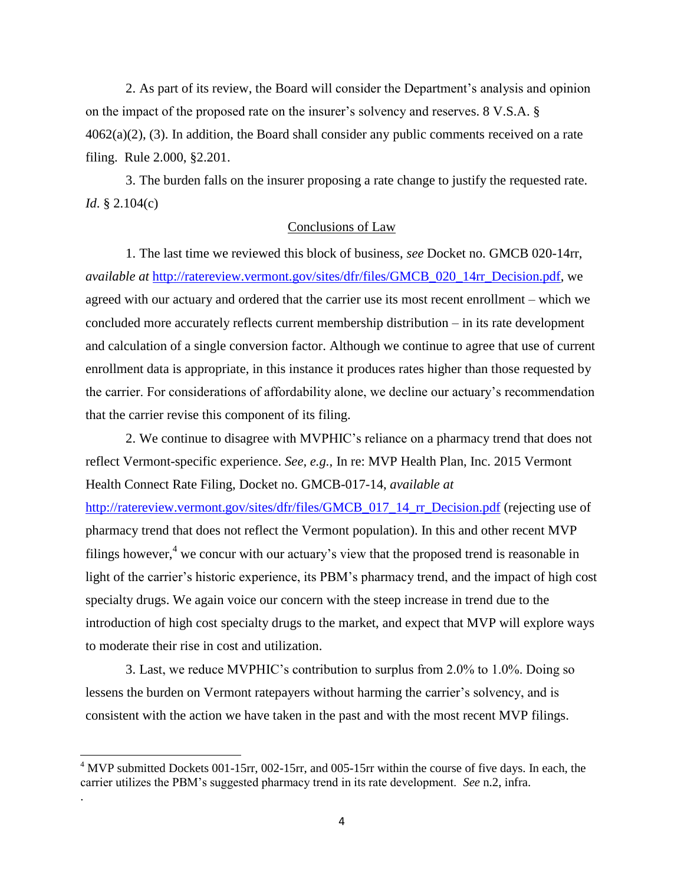2. As part of its review, the Board will consider the Department's analysis and opinion on the impact of the proposed rate on the insurer's solvency and reserves. 8 V.S.A. § 4062(a)(2), (3). In addition, the Board shall consider any public comments received on a rate filing. Rule 2.000, §2.201.

3. The burden falls on the insurer proposing a rate change to justify the requested rate. *Id.* § 2.104(c)

## Conclusions of Law

1. The last time we reviewed this block of business, *see* Docket no. GMCB 020-14rr, *available at* http://ratereview.vermont.gov/sites/dfr/files/GMCB_020_14rr_Decision.pdf, we agreed with our actuary and ordered that the carrier use its most recent enrollment – which we concluded more accurately reflects current membership distribution – in its rate development and calculation of a single conversion factor. Although we continue to agree that use of current enrollment data is appropriate, in this instance it produces rates higher than those requested by the carrier. For considerations of affordability alone, we decline our actuary's recommendation that the carrier revise this component of its filing.

2. We continue to disagree with MVPHIC's reliance on a pharmacy trend that does not reflect Vermont-specific experience. *See, e.g.,* In re: MVP Health Plan, Inc. 2015 Vermont Health Connect Rate Filing, Docket no. GMCB-017-14, *available at* http://ratereview.vermont.gov/sites/dfr/files/GMCB_017_14_rr_Decision.pdf (rejecting use of pharmacy trend that does not reflect the Vermont population). In this and other recent MVP filings however,[4] we concur with our actuary's view that the proposed trend is reasonable in light of the carrier's historic experience, its PBM's pharmacy trend, and the impact of high cost specialty drugs. We again voice our concern with the steep increase in trend due to the introduction of high cost specialty drugs to the market, and expect that MVP will explore ways to moderate their rise in cost and utilization.

3. Last, we reduce MVPHIC's contribution to surplus from 2.0% to 1.0%. Doing so lessens the burden on Vermont ratepayers without harming the carrier's solvency, and is consistent with the action we have taken in the past and with the most recent MVP filings.

[4] MVP submitted Dockets 001-15rr, 002-15rr, and 005-15rr within the course of five days. In each, the carrier utilizes the PBM's suggested pharmacy trend in its rate development. *See* n.2, infra.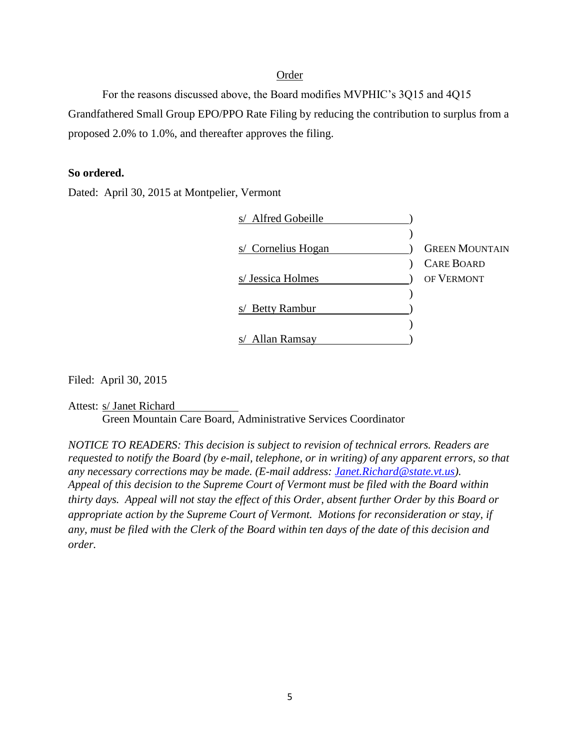## Order

For the reasons discussed above, the Board modifies MVPHIC's 3Q15 and 4Q15 Grandfathered Small Group EPO/PPO Rate Filing by reducing the contribution to surplus from a proposed 2.0% to 1.0%, and thereafter approves the filing.

**So ordered.**

Dated: April 30, 2015 at Montpelier, Vermont

s/ Alfred Gobeille )
)
s/ Cornelius Hogan ) GREEN MOUNTAIN
) CARE BOARD
s/ Jessica Holmes ) OF VERMONT
)
s/ Betty Rambur )
)
s/ Allan Ramsay )

Filed: April 30, 2015

Attest: s/ Janet Richard
Green Mountain Care Board, Administrative Services Coordinator

*NOTICE TO READERS: This decision is subject to revision of technical errors. Readers are requested to notify the Board (by e-mail, telephone, or in writing) of any apparent errors, so that any necessary corrections may be made. (E-mail address: Janet.Richard@state.vt.us). Appeal of this decision to the Supreme Court of Vermont must be filed with the Board within thirty days. Appeal will not stay the effect of this Order, absent further Order by this Board or appropriate action by the Supreme Court of Vermont. Motions for reconsideration or stay, if any, must be filed with the Clerk of the Board within ten days of the date of this decision and order.*